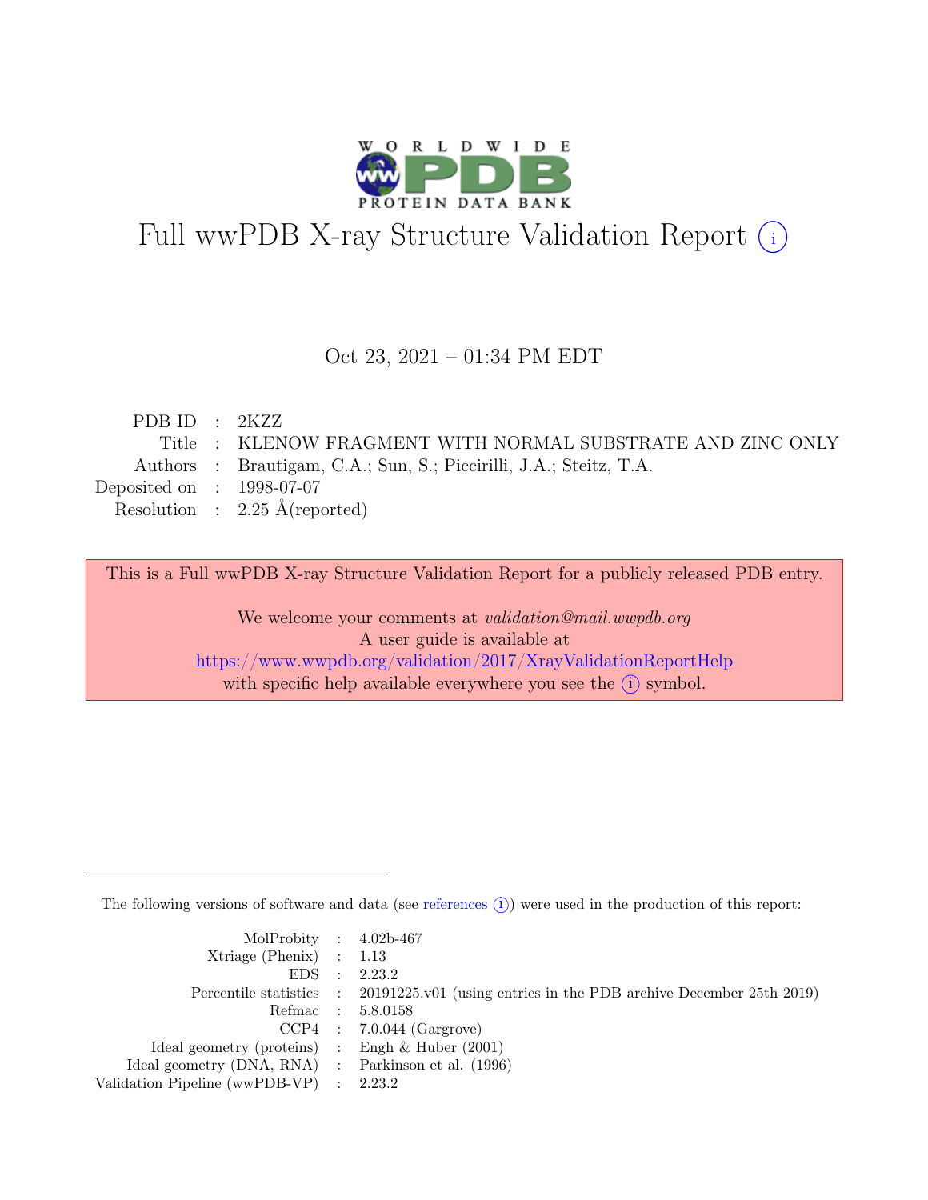# Full wwPDB X-ray Structure Validation Report (i)

Oct 23, 2021 – 01:34 PM EDT

| | | |
|---|---|---|
| PDB ID | : | 2KZZ |
| Title | : | KLENOW FRAGMENT WITH NORMAL SUBSTRATE AND ZINC ONLY |
| Authors | : | Brautigam, C.A.; Sun, S.; Piccirilli, J.A.; Steitz, T.A. |
| Deposited on | : | 1998-07-07 |
| Resolution | : | 2.25 Å(reported) |

This is a Full wwPDB X-ray Structure Validation Report for a publicly released PDB entry.

We welcome your comments at *validation@mail.wwpdb.org*
A user guide is available at
https://www.wwpdb.org/validation/2017/XrayValidationReportHelp
with specific help available everywhere you see the (i) symbol.

---

The following versions of software and data (see references (i)) were used in the production of this report:

| | | |
|---|---|---|
| MolProbity | : | 4.02b-467 |
| Xtriage (Phenix) | : | 1.13 |
| EDS | : | 2.23.2 |
| Percentile statistics | : | 20191225.v01 (using entries in the PDB archive December 25th 2019) |
| Refmac | : | 5.8.0158 |
| CCP4 | : | 7.0.044 (Gargrove) |
| Ideal geometry (proteins) | : | Engh & Huber (2001) |
| Ideal geometry (DNA, RNA) | : | Parkinson et al. (1996) |
| Validation Pipeline (wwPDB-VP) | : | 2.23.2 |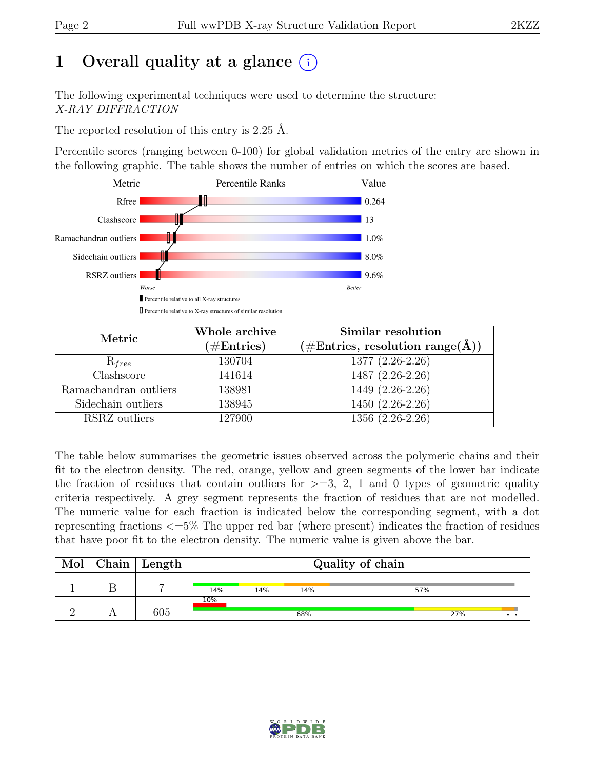# 1 Overall quality at a glance (i)

The following experimental techniques were used to determine the structure:
*X-RAY DIFFRACTION*

The reported resolution of this entry is 2.25 Å.

Percentile scores (ranging between 0-100) for global validation metrics of the entry are shown in the following graphic. The table shows the number of entries on which the scores are based.

| Metric | Value |
|---|---|
| Rfree | 0.264 |
| Clashscore | 13 |
| Ramachandran outliers | 1.0% |
| Sidechain outliers | 8.0% |
| RSRZ outliers | 9.6% |

Worse — Better

▮ Percentile relative to all X-ray structures

▯ Percentile relative to X-ray structures of similar resolution

| Metric | Whole archive (#Entries) | Similar resolution (#Entries, resolution range(Å)) |
|---|---|---|
| $R_{free}$ | 130704 | 1377 (2.26-2.26) |
| Clashscore | 141614 | 1487 (2.26-2.26) |
| Ramachandran outliers | 138981 | 1449 (2.26-2.26) |
| Sidechain outliers | 138945 | 1450 (2.26-2.26) |
| RSRZ outliers | 127900 | 1356 (2.26-2.26) |

The table below summarises the geometric issues observed across the polymeric chains and their fit to the electron density. The red, orange, yellow and green segments of the lower bar indicate the fraction of residues that contain outliers for >=3, 2, 1 and 0 types of geometric quality criteria respectively. A grey segment represents the fraction of residues that are not modelled. The numeric value for each fraction is indicated below the corresponding segment, with a dot representing fractions <=5% The upper red bar (where present) indicates the fraction of residues that have poor fit to the electron density. The numeric value is given above the bar.

| Mol | Chain | Length | Quality of chain |
|---|---|---|---|
| 1 | B | 7 | 14% 14% 14% 57% |
| 2 | A | 605 | 10% / 68% 27% • • |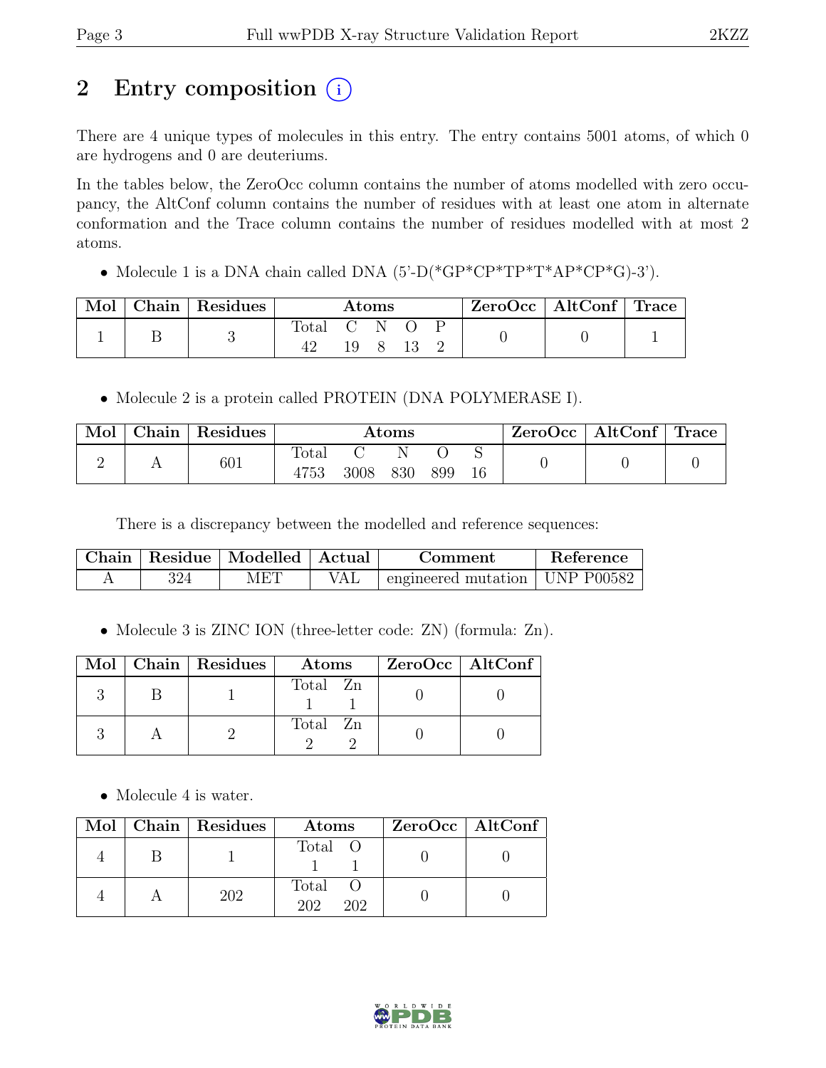## 2 Entry composition

There are 4 unique types of molecules in this entry. The entry contains 5001 atoms, of which 0 are hydrogens and 0 are deuteriums.

In the tables below, the ZeroOcc column contains the number of atoms modelled with zero occupancy, the AltConf column contains the number of residues with at least one atom in alternate conformation and the Trace column contains the number of residues modelled with at most 2 atoms.

- Molecule 1 is a DNA chain called DNA (5'-D(*GP*CP*TP*T*AP*CP*G)-3').

| Mol | Chain | Residues | Atoms | | | | | ZeroOcc | AltConf | Trace |
|---|---|---|---|---|---|---|---|---|---|---|
| | | | Total | C | N | O | P | | | |
| 1 | B | 3 | 42 | 19 | 8 | 13 | 2 | 0 | 0 | 1 |

- Molecule 2 is a protein called PROTEIN (DNA POLYMERASE I).

| Mol | Chain | Residues | Atoms | | | | | ZeroOcc | AltConf | Trace |
|---|---|---|---|---|---|---|---|---|---|---|
| | | | Total | C | N | O | S | | | |
| 2 | A | 601 | 4753 | 3008 | 830 | 899 | 16 | 0 | 0 | 0 |

There is a discrepancy between the modelled and reference sequences:

| Chain | Residue | Modelled | Actual | Comment | Reference |
|---|---|---|---|---|---|
| A | 324 | MET | VAL | engineered mutation | UNP P00582 |

- Molecule 3 is ZINC ION (three-letter code: ZN) (formula: Zn).

| Mol | Chain | Residues | Atoms | | ZeroOcc | AltConf |
|---|---|---|---|---|---|---|
| | | | Total | Zn | | |
| 3 | B | 1 | 1 | 1 | 0 | 0 |
| 3 | A | 2 | 2 | 2 | 0 | 0 |

- Molecule 4 is water.

| Mol | Chain | Residues | Atoms | | ZeroOcc | AltConf |
|---|---|---|---|---|---|---|
| | | | Total | O | | |
| 4 | B | 1 | 1 | 1 | 0 | 0 |
| 4 | A | 202 | 202 | 202 | 0 | 0 |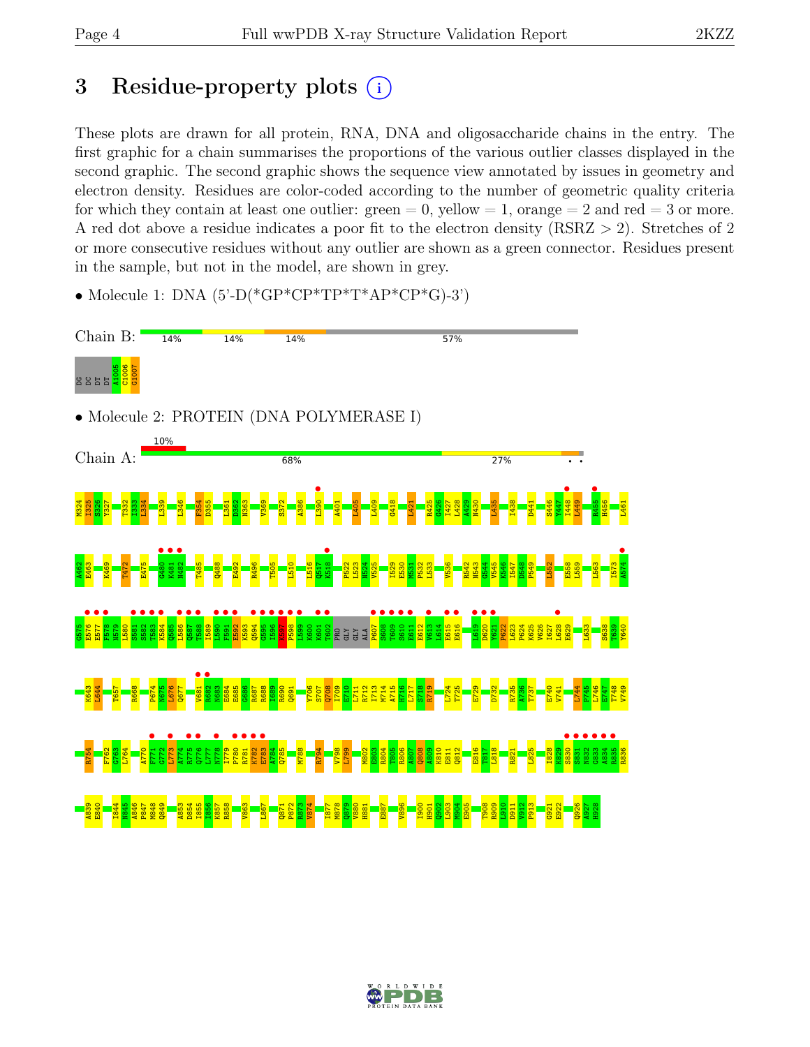# 3 Residue-property plots

These plots are drawn for all protein, RNA, DNA and oligosaccharide chains in the entry. The first graphic for a chain summarises the proportions of the various outlier classes displayed in the second graphic. The second graphic shows the sequence view annotated by issues in geometry and electron density. Residues are color-coded according to the number of geometric quality criteria for which they contain at least one outlier: green = 0, yellow = 1, orange = 2 and red = 3 or more. A red dot above a residue indicates a poor fit to the electron density (RSRZ > 2). Stretches of 2 or more consecutive residues without any outlier are shown as a green connector. Residues present in the sample, but not in the model, are shown in grey.

- Molecule 1: DNA (5'-D(*GP*CP*TP*T*AP*CP*G)-3')

Chain B: 14% 14% 14% 57%

DG DC DT DT A1005 C1006 G1007

- Molecule 2: PROTEIN (DNA POLYMERASE I)

Chain A: 10% 68% 27%

M324 I325 S326 Y327 T332 I333 L334 L339 L346 F354 D355 L361 D362 N363 V369 S372 A386 L390 A401 L405 L409 G418 L421 R425 G426 I427 L428 A429 N430 L435 I438 D441 S446 Y447 I448 L449 R455 H456 L461

A462 E463 K469 T472 E475 G480 K481 N482 T485 Q488 E492 R496 T505 L510 L516 Q517 K518 P522 L523 N524 V525 I529 E530 R531 P532 L533 V536 R542 N543 G544 V545 K546 I547 D548 P549 L552 E558 L559 L563 I573 A574

G575 E576 E577 F578 N579 L580 S581 S582 T583 K584 Q585 L586 Q587 T588 I589 L590 F591 E592 K593 Q594 G595 I596 K597 P598 L599 K600 K601 T602 PRO GLY GLY ALA P607 S608 T609 S610 E611 E612 V613 L614 E615 E616 L619 D620 Y621 P622 L623 P624 K625 V626 I627 L628 E629 L633 S638 T639 Y640

K643 L644 T657 R668 P674 N675 L676 Q677 V681 R682 H683 E684 E685 G686 R687 R688 I689 R690 Q691 Y706 S707 Q708 I709 E710 L711 R712 I713 M714 A715 H716 L717 S718 R719 L724 T725 E729 D732 R735 A736 T737 E740 V741 L744 P745 L746 E747 T748 V749

R754 F762 G763 L764 A770 F771 G772 L773 A774 R775 Q776 L777 N778 I779 P780 R781 K782 E783 A784 Q785 M788 R794 V798 L799 M802 E803 R804 R806 T805 A807 Q808 A809 K810 E811 Q812 E816 T817 L818 R821 L825 I828 K829 S830 S831 N832 G833 A834 R835 R836

A839 E840 I844 N845 A846 P847 M848 Q849 A853 D854 I855 I856 K857 R858 V863 L867 Q871 P872 R873 V874 I877 M878 Q879 V880 H881 E887 V896 I900 H901 Q902 L903 M904 E905 T908 R909 L910 D911 V912 P913 G921 E922 Q926 A927 H928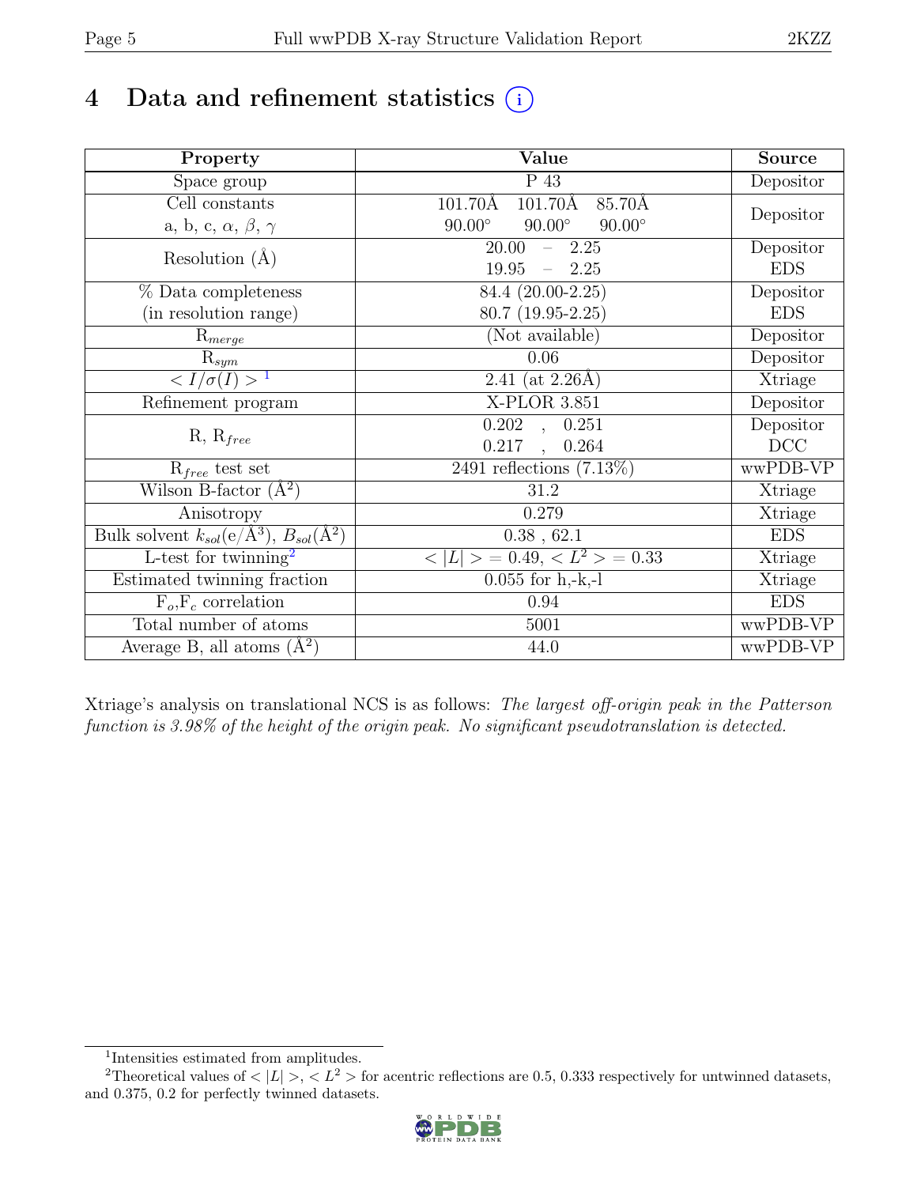# 4 Data and refinement statistics

| Property | Value | Source |
|---|---|---|
| Space group | P 43 | Depositor |
| Cell constants<br>a, b, c, $\alpha$, $\beta$, $\gamma$ | 101.70Å 101.70Å 85.70Å<br>90.00° 90.00° 90.00° | Depositor |
| Resolution (Å) | 20.00 – 2.25<br>19.95 – 2.25 | Depositor<br>EDS |
| % Data completeness<br>(in resolution range) | 84.4 (20.00-2.25)<br>80.7 (19.95-2.25) | Depositor<br>EDS |
| $R_{merge}$ | (Not available) | Depositor |
| $R_{sym}$ | 0.06 | Depositor |
| $< I/\sigma(I) >$ [1] | 2.41 (at 2.26Å) | Xtriage |
| Refinement program | X-PLOR 3.851 | Depositor |
| R, $R_{free}$ | 0.202 , 0.251<br>0.217 , 0.264 | Depositor<br>DCC |
| $R_{free}$ test set | 2491 reflections (7.13%) | wwPDB-VP |
| Wilson B-factor (Å$^2$) | 31.2 | Xtriage |
| Anisotropy | 0.279 | Xtriage |
| Bulk solvent $k_{sol}$(e/Å$^3$), $B_{sol}$(Å$^2$) | 0.38 , 62.1 | EDS |
| L-test for twinning[2] | $< \|L\| > = 0.49$, $< L^2 > = 0.33$ | Xtriage |
| Estimated twinning fraction | 0.055 for h,-k,-l | Xtriage |
| $F_o$,$F_c$ correlation | 0.94 | EDS |
| Total number of atoms | 5001 | wwPDB-VP |
| Average B, all atoms (Å$^2$) | 44.0 | wwPDB-VP |

Xtriage's analysis on translational NCS is as follows: *The largest off-origin peak in the Patterson function is 3.98% of the height of the origin peak. No significant pseudotranslation is detected.*

[1] Intensities estimated from amplitudes.

[2] Theoretical values of $< |L| >$, $< L^2 >$ for acentric reflections are 0.5, 0.333 respectively for untwinned datasets, and 0.375, 0.2 for perfectly twinned datasets.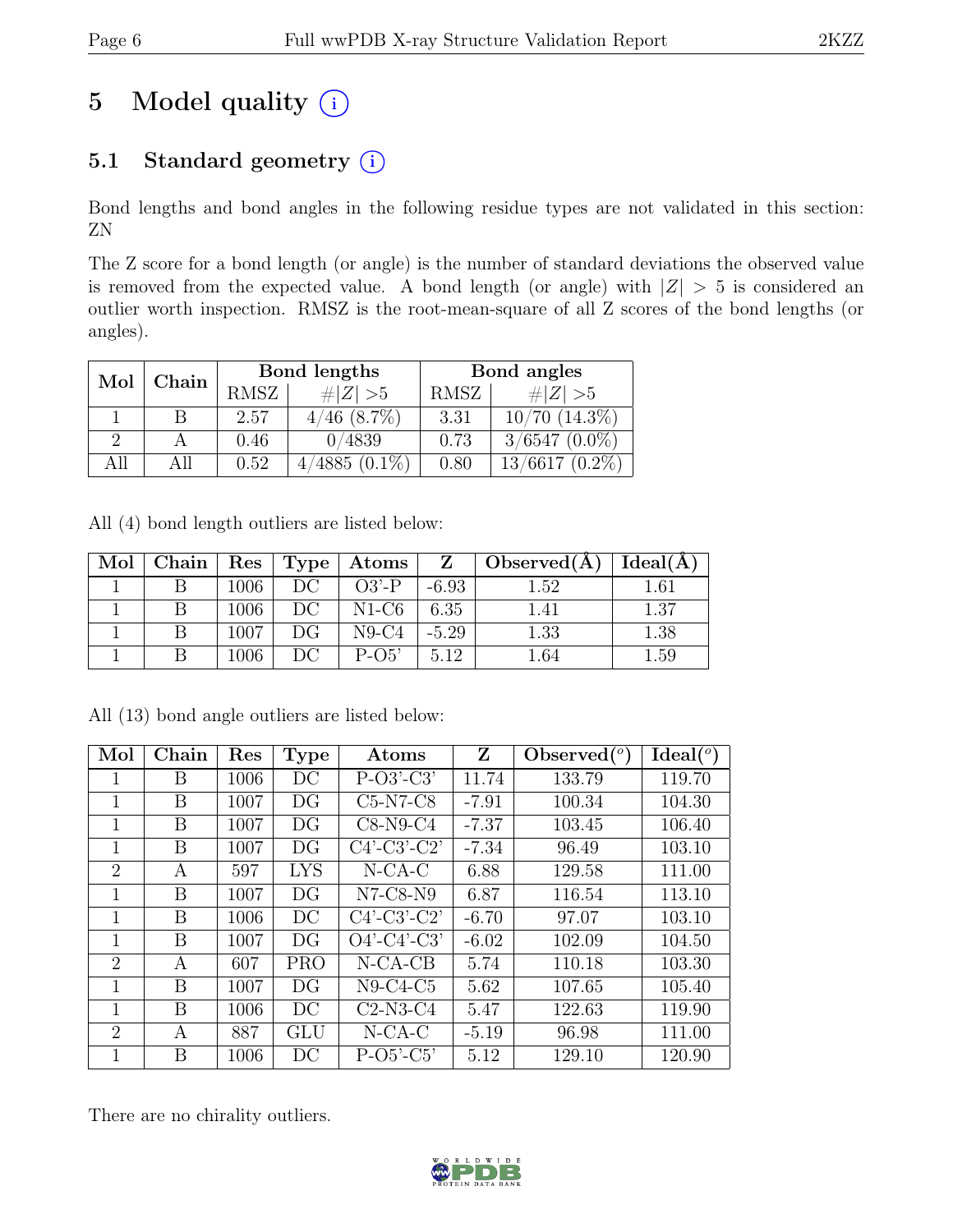# 5 Model quality

## 5.1 Standard geometry

Bond lengths and bond angles in the following residue types are not validated in this section: ZN

The Z score for a bond length (or angle) is the number of standard deviations the observed value is removed from the expected value. A bond length (or angle) with $|Z| > 5$ is considered an outlier worth inspection. RMSZ is the root-mean-square of all Z scores of the bond lengths (or angles).

| Mol | Chain | Bond lengths | | Bond angles | |
|---|---|---|---|---|---|
| | | RMSZ | #$\|Z\|$ >5 | RMSZ | #$\|Z\|$ >5 |
| 1 | B | 2.57 | 4/46 (8.7%) | 3.31 | 10/70 (14.3%) |
| 2 | A | 0.46 | 0/4839 | 0.73 | 3/6547 (0.0%) |
| All | All | 0.52 | 4/4885 (0.1%) | 0.80 | 13/6617 (0.2%) |

All (4) bond length outliers are listed below:

| Mol | Chain | Res | Type | Atoms | Z | Observed(Å) | Ideal(Å) |
|---|---|---|---|---|---|---|---|
| 1 | B | 1006 | DC | O3'-P | -6.93 | 1.52 | 1.61 |
| 1 | B | 1006 | DC | N1-C6 | 6.35 | 1.41 | 1.37 |
| 1 | B | 1007 | DG | N9-C4 | -5.29 | 1.33 | 1.38 |
| 1 | B | 1006 | DC | P-O5' | 5.12 | 1.64 | 1.59 |

All (13) bond angle outliers are listed below:

| Mol | Chain | Res | Type | Atoms | Z | Observed(°) | Ideal(°) |
|---|---|---|---|---|---|---|---|
| 1 | B | 1006 | DC | P-O3'-C3' | 11.74 | 133.79 | 119.70 |
| 1 | B | 1007 | DG | C5-N7-C8 | -7.91 | 100.34 | 104.30 |
| 1 | B | 1007 | DG | C8-N9-C4 | -7.37 | 103.45 | 106.40 |
| 1 | B | 1007 | DG | C4'-C3'-C2' | -7.34 | 96.49 | 103.10 |
| 2 | A | 597 | LYS | N-CA-C | 6.88 | 129.58 | 111.00 |
| 1 | B | 1007 | DG | N7-C8-N9 | 6.87 | 116.54 | 113.10 |
| 1 | B | 1006 | DC | C4'-C3'-C2' | -6.70 | 97.07 | 103.10 |
| 1 | B | 1007 | DG | O4'-C4'-C3' | -6.02 | 102.09 | 104.50 |
| 2 | A | 607 | PRO | N-CA-CB | 5.74 | 110.18 | 103.30 |
| 1 | B | 1007 | DG | N9-C4-C5 | 5.62 | 107.65 | 105.40 |
| 1 | B | 1006 | DC | C2-N3-C4 | 5.47 | 122.63 | 119.90 |
| 2 | A | 887 | GLU | N-CA-C | -5.19 | 96.98 | 111.00 |
| 1 | B | 1006 | DC | P-O5'-C5' | 5.12 | 129.10 | 120.90 |

There are no chirality outliers.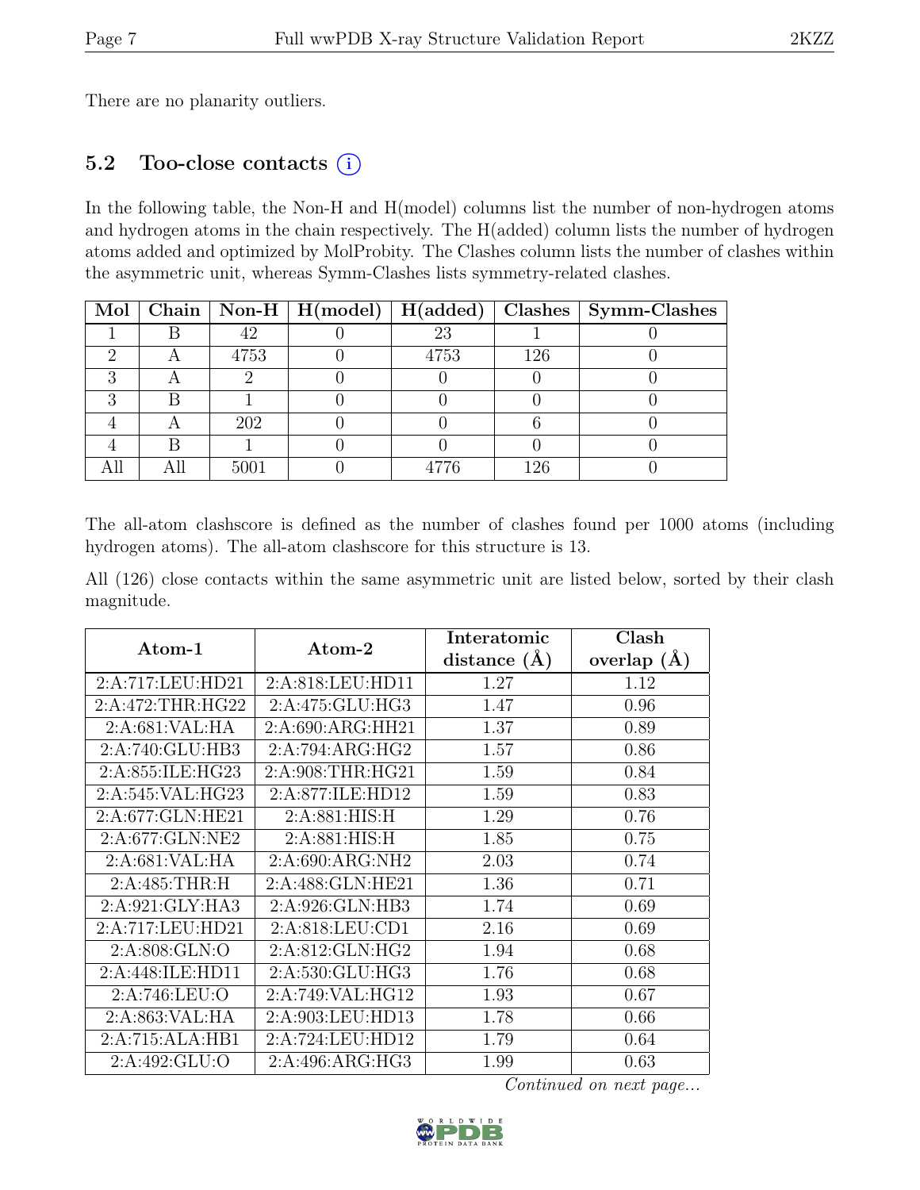There are no planarity outliers.

## 5.2 Too-close contacts (i)

In the following table, the Non-H and H(model) columns list the number of non-hydrogen atoms and hydrogen atoms in the chain respectively. The H(added) column lists the number of hydrogen atoms added and optimized by MolProbity. The Clashes column lists the number of clashes within the asymmetric unit, whereas Symm-Clashes lists symmetry-related clashes.

| Mol | Chain | Non-H | H(model) | H(added) | Clashes | Symm-Clashes |
|---|---|---|---|---|---|---|
| 1 | B | 42 | 0 | 23 | 1 | 0 |
| 2 | A | 4753 | 0 | 4753 | 126 | 0 |
| 3 | A | 2 | 0 | 0 | 0 | 0 |
| 3 | B | 1 | 0 | 0 | 0 | 0 |
| 4 | A | 202 | 0 | 0 | 6 | 0 |
| 4 | B | 1 | 0 | 0 | 0 | 0 |
| All | All | 5001 | 0 | 4776 | 126 | 0 |

The all-atom clashscore is defined as the number of clashes found per 1000 atoms (including hydrogen atoms). The all-atom clashscore for this structure is 13.

All (126) close contacts within the same asymmetric unit are listed below, sorted by their clash magnitude.

| Atom-1 | Atom-2 | Interatomic distance (Å) | Clash overlap (Å) |
|---|---|---|---|
| 2:A:717:LEU:HD21 | 2:A:818:LEU:HD11 | 1.27 | 1.12 |
| 2:A:472:THR:HG22 | 2:A:475:GLU:HG3 | 1.47 | 0.96 |
| 2:A:681:VAL:HA | 2:A:690:ARG:HH21 | 1.37 | 0.89 |
| 2:A:740:GLU:HB3 | 2:A:794:ARG:HG2 | 1.57 | 0.86 |
| 2:A:855:ILE:HG23 | 2:A:908:THR:HG21 | 1.59 | 0.84 |
| 2:A:545:VAL:HG23 | 2:A:877:ILE:HD12 | 1.59 | 0.83 |
| 2:A:677:GLN:HE21 | 2:A:881:HIS:H | 1.29 | 0.76 |
| 2:A:677:GLN:NE2 | 2:A:881:HIS:H | 1.85 | 0.75 |
| 2:A:681:VAL:HA | 2:A:690:ARG:NH2 | 2.03 | 0.74 |
| 2:A:485:THR:H | 2:A:488:GLN:HE21 | 1.36 | 0.71 |
| 2:A:921:GLY:HA3 | 2:A:926:GLN:HB3 | 1.74 | 0.69 |
| 2:A:717:LEU:HD21 | 2:A:818:LEU:CD1 | 2.16 | 0.69 |
| 2:A:808:GLN:O | 2:A:812:GLN:HG2 | 1.94 | 0.68 |
| 2:A:448:ILE:HD11 | 2:A:530:GLU:HG3 | 1.76 | 0.68 |
| 2:A:746:LEU:O | 2:A:749:VAL:HG12 | 1.93 | 0.67 |
| 2:A:863:VAL:HA | 2:A:903:LEU:HD13 | 1.78 | 0.66 |
| 2:A:715:ALA:HB1 | 2:A:724:LEU:HD12 | 1.79 | 0.64 |
| 2:A:492:GLU:O | 2:A:496:ARG:HG3 | 1.99 | 0.63 |

*Continued on next page...*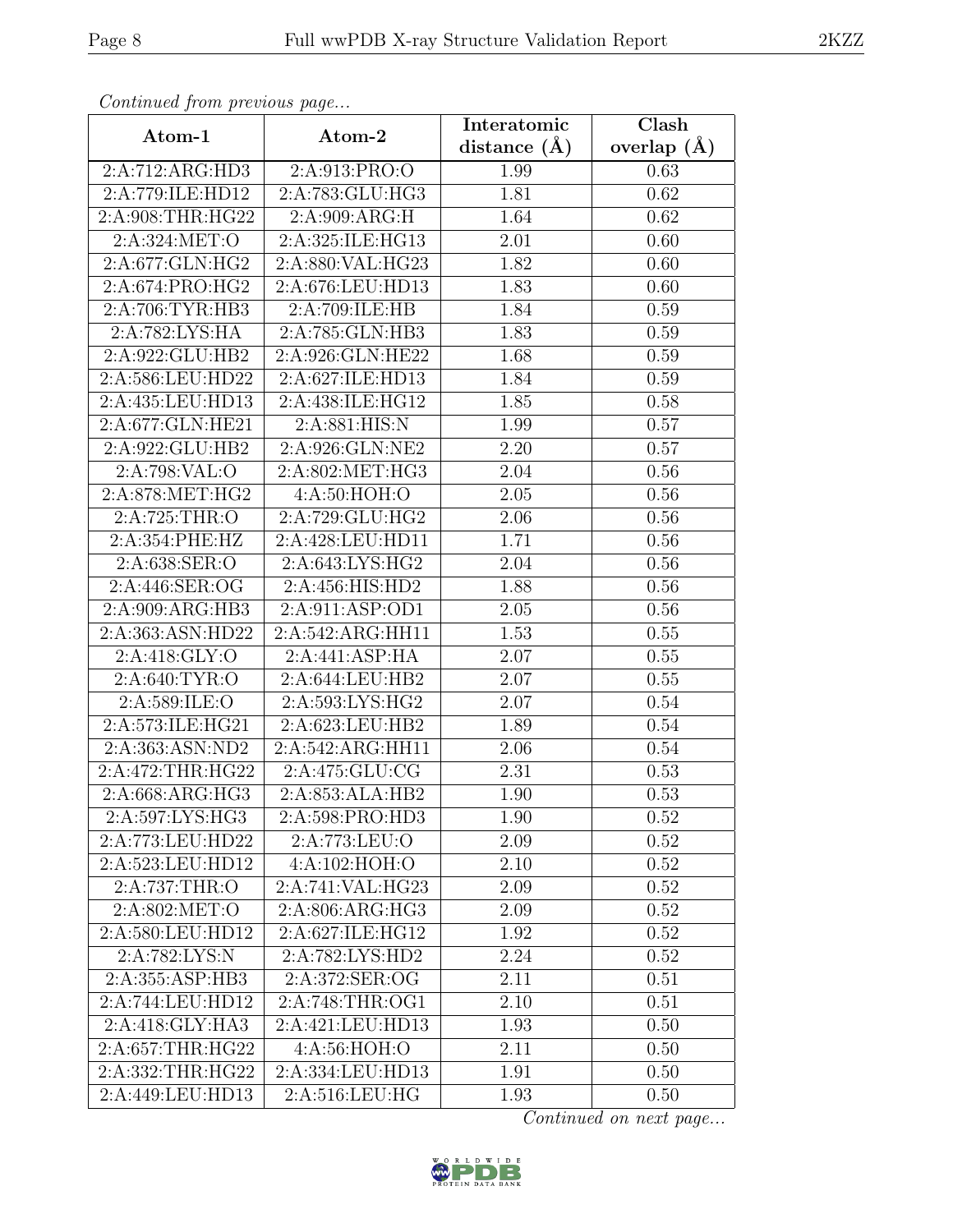*Continued from previous page...*

| Atom-1 | Atom-2 | Interatomic distance (Å) | Clash overlap (Å) |
|---|---|---|---|
| 2:A:712:ARG:HD3 | 2:A:913:PRO:O | 1.99 | 0.63 |
| 2:A:779:ILE:HD12 | 2:A:783:GLU:HG3 | 1.81 | 0.62 |
| 2:A:908:THR:HG22 | 2:A:909:ARG:H | 1.64 | 0.62 |
| 2:A:324:MET:O | 2:A:325:ILE:HG13 | 2.01 | 0.60 |
| 2:A:677:GLN:HG2 | 2:A:880:VAL:HG23 | 1.82 | 0.60 |
| 2:A:674:PRO:HG2 | 2:A:676:LEU:HD13 | 1.83 | 0.60 |
| 2:A:706:TYR:HB3 | 2:A:709:ILE:HB | 1.84 | 0.59 |
| 2:A:782:LYS:HA | 2:A:785:GLN:HB3 | 1.83 | 0.59 |
| 2:A:922:GLU:HB2 | 2:A:926:GLN:HE22 | 1.68 | 0.59 |
| 2:A:586:LEU:HD22 | 2:A:627:ILE:HD13 | 1.84 | 0.59 |
| 2:A:435:LEU:HD13 | 2:A:438:ILE:HG12 | 1.85 | 0.58 |
| 2:A:677:GLN:HE21 | 2:A:881:HIS:N | 1.99 | 0.57 |
| 2:A:922:GLU:HB2 | 2:A:926:GLN:NE2 | 2.20 | 0.57 |
| 2:A:798:VAL:O | 2:A:802:MET:HG3 | 2.04 | 0.56 |
| 2:A:878:MET:HG2 | 4:A:50:HOH:O | 2.05 | 0.56 |
| 2:A:725:THR:O | 2:A:729:GLU:HG2 | 2.06 | 0.56 |
| 2:A:354:PHE:HZ | 2:A:428:LEU:HD11 | 1.71 | 0.56 |
| 2:A:638:SER:O | 2:A:643:LYS:HG2 | 2.04 | 0.56 |
| 2:A:446:SER:OG | 2:A:456:HIS:HD2 | 1.88 | 0.56 |
| 2:A:909:ARG:HB3 | 2:A:911:ASP:OD1 | 2.05 | 0.56 |
| 2:A:363:ASN:HD22 | 2:A:542:ARG:HH11 | 1.53 | 0.55 |
| 2:A:418:GLY:O | 2:A:441:ASP:HA | 2.07 | 0.55 |
| 2:A:640:TYR:O | 2:A:644:LEU:HB2 | 2.07 | 0.55 |
| 2:A:589:ILE:O | 2:A:593:LYS:HG2 | 2.07 | 0.54 |
| 2:A:573:ILE:HG21 | 2:A:623:LEU:HB2 | 1.89 | 0.54 |
| 2:A:363:ASN:ND2 | 2:A:542:ARG:HH11 | 2.06 | 0.54 |
| 2:A:472:THR:HG22 | 2:A:475:GLU:CG | 2.31 | 0.53 |
| 2:A:668:ARG:HG3 | 2:A:853:ALA:HB2 | 1.90 | 0.53 |
| 2:A:597:LYS:HG3 | 2:A:598:PRO:HD3 | 1.90 | 0.52 |
| 2:A:773:LEU:HD22 | 2:A:773:LEU:O | 2.09 | 0.52 |
| 2:A:523:LEU:HD12 | 4:A:102:HOH:O | 2.10 | 0.52 |
| 2:A:737:THR:O | 2:A:741:VAL:HG23 | 2.09 | 0.52 |
| 2:A:802:MET:O | 2:A:806:ARG:HG3 | 2.09 | 0.52 |
| 2:A:580:LEU:HD12 | 2:A:627:ILE:HG12 | 1.92 | 0.52 |
| 2:A:782:LYS:N | 2:A:782:LYS:HD2 | 2.24 | 0.52 |
| 2:A:355:ASP:HB3 | 2:A:372:SER:OG | 2.11 | 0.51 |
| 2:A:744:LEU:HD12 | 2:A:748:THR:OG1 | 2.10 | 0.51 |
| 2:A:418:GLY:HA3 | 2:A:421:LEU:HD13 | 1.93 | 0.50 |
| 2:A:657:THR:HG22 | 4:A:56:HOH:O | 2.11 | 0.50 |
| 2:A:332:THR:HG22 | 2:A:334:LEU:HD13 | 1.91 | 0.50 |
| 2:A:449:LEU:HD13 | 2:A:516:LEU:HG | 1.93 | 0.50 |

*Continued on next page...*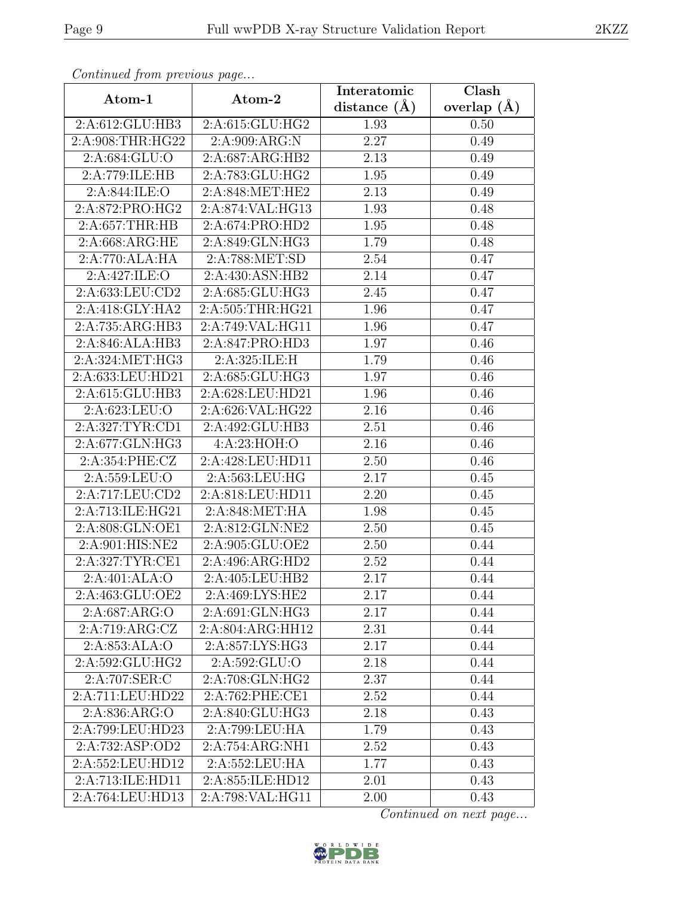*Continued from previous page...*

| Atom-1 | Atom-2 | Interatomic distance (Å) | Clash overlap (Å) |
|---|---|---|---|
| 2:A:612:GLU:HB3 | 2:A:615:GLU:HG2 | 1.93 | 0.50 |
| 2:A:908:THR:HG22 | 2:A:909:ARG:N | 2.27 | 0.49 |
| 2:A:684:GLU:O | 2:A:687:ARG:HB2 | 2.13 | 0.49 |
| 2:A:779:ILE:HB | 2:A:783:GLU:HG2 | 1.95 | 0.49 |
| 2:A:844:ILE:O | 2:A:848:MET:HE2 | 2.13 | 0.49 |
| 2:A:872:PRO:HG2 | 2:A:874:VAL:HG13 | 1.93 | 0.48 |
| 2:A:657:THR:HB | 2:A:674:PRO:HD2 | 1.95 | 0.48 |
| 2:A:668:ARG:HE | 2:A:849:GLN:HG3 | 1.79 | 0.48 |
| 2:A:770:ALA:HA | 2:A:788:MET:SD | 2.54 | 0.47 |
| 2:A:427:ILE:O | 2:A:430:ASN:HB2 | 2.14 | 0.47 |
| 2:A:633:LEU:CD2 | 2:A:685:GLU:HG3 | 2.45 | 0.47 |
| 2:A:418:GLY:HA2 | 2:A:505:THR:HG21 | 1.96 | 0.47 |
| 2:A:735:ARG:HB3 | 2:A:749:VAL:HG11 | 1.96 | 0.47 |
| 2:A:846:ALA:HB3 | 2:A:847:PRO:HD3 | 1.97 | 0.46 |
| 2:A:324:MET:HG3 | 2:A:325:ILE:H | 1.79 | 0.46 |
| 2:A:633:LEU:HD21 | 2:A:685:GLU:HG3 | 1.97 | 0.46 |
| 2:A:615:GLU:HB3 | 2:A:628:LEU:HD21 | 1.96 | 0.46 |
| 2:A:623:LEU:O | 2:A:626:VAL:HG22 | 2.16 | 0.46 |
| 2:A:327:TYR:CD1 | 2:A:492:GLU:HB3 | 2.51 | 0.46 |
| 2:A:677:GLN:HG3 | 4:A:23:HOH:O | 2.16 | 0.46 |
| 2:A:354:PHE:CZ | 2:A:428:LEU:HD11 | 2.50 | 0.46 |
| 2:A:559:LEU:O | 2:A:563:LEU:HG | 2.17 | 0.45 |
| 2:A:717:LEU:CD2 | 2:A:818:LEU:HD11 | 2.20 | 0.45 |
| 2:A:713:ILE:HG21 | 2:A:848:MET:HA | 1.98 | 0.45 |
| 2:A:808:GLN:OE1 | 2:A:812:GLN:NE2 | 2.50 | 0.45 |
| 2:A:901:HIS:NE2 | 2:A:905:GLU:OE2 | 2.50 | 0.44 |
| 2:A:327:TYR:CE1 | 2:A:496:ARG:HD2 | 2.52 | 0.44 |
| 2:A:401:ALA:O | 2:A:405:LEU:HB2 | 2.17 | 0.44 |
| 2:A:463:GLU:OE2 | 2:A:469:LYS:HE2 | 2.17 | 0.44 |
| 2:A:687:ARG:O | 2:A:691:GLN:HG3 | 2.17 | 0.44 |
| 2:A:719:ARG:CZ | 2:A:804:ARG:HH12 | 2.31 | 0.44 |
| 2:A:853:ALA:O | 2:A:857:LYS:HG3 | 2.17 | 0.44 |
| 2:A:592:GLU:HG2 | 2:A:592:GLU:O | 2.18 | 0.44 |
| 2:A:707:SER:C | 2:A:708:GLN:HG2 | 2.37 | 0.44 |
| 2:A:711:LEU:HD22 | 2:A:762:PHE:CE1 | 2.52 | 0.44 |
| 2:A:836:ARG:O | 2:A:840:GLU:HG3 | 2.18 | 0.43 |
| 2:A:799:LEU:HD23 | 2:A:799:LEU:HA | 1.79 | 0.43 |
| 2:A:732:ASP:OD2 | 2:A:754:ARG:NH1 | 2.52 | 0.43 |
| 2:A:552:LEU:HD12 | 2:A:552:LEU:HA | 1.77 | 0.43 |
| 2:A:713:ILE:HD11 | 2:A:855:ILE:HD12 | 2.01 | 0.43 |
| 2:A:764:LEU:HD13 | 2:A:798:VAL:HG11 | 2.00 | 0.43 |

*Continued on next page...*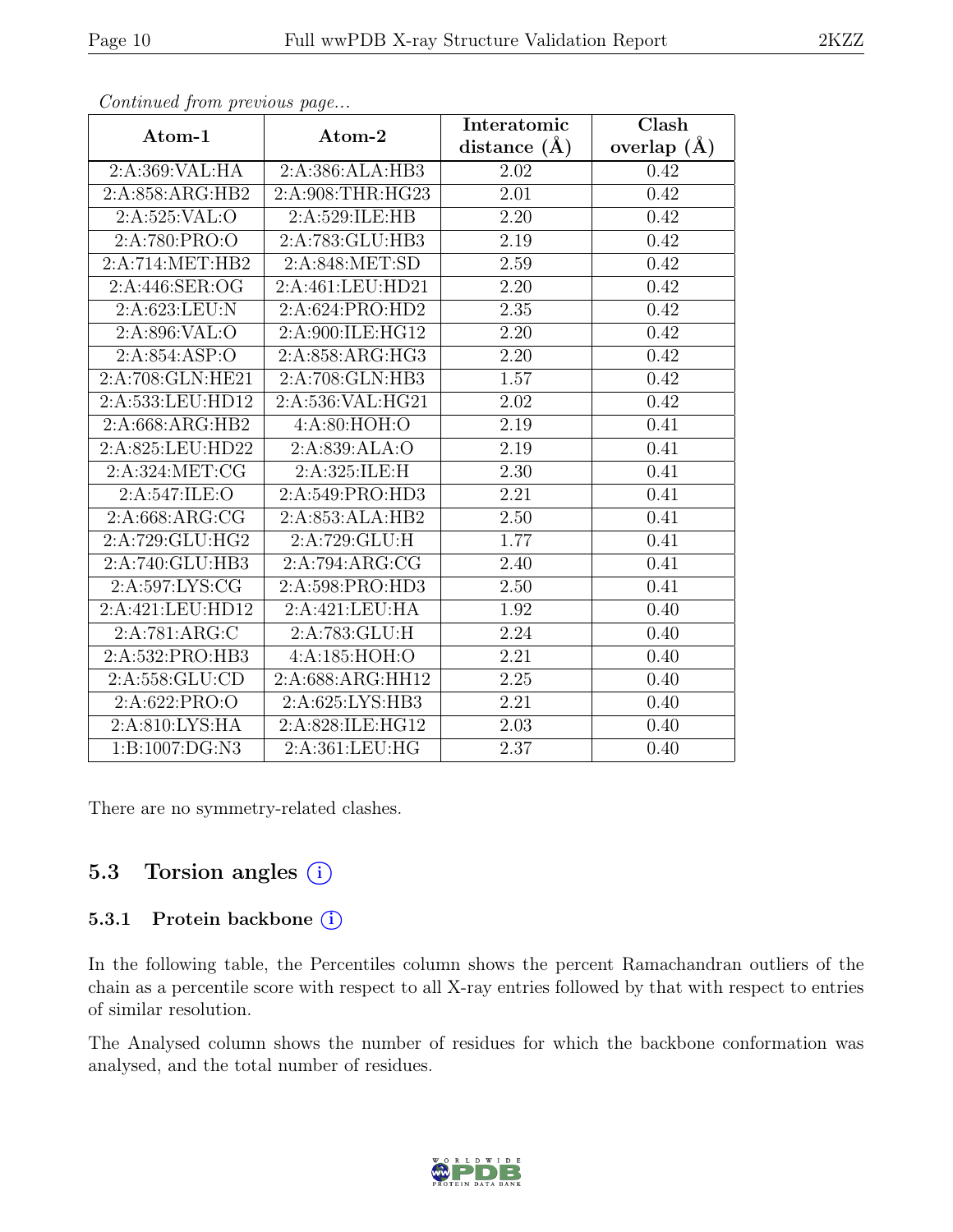*Continued from previous page...*

| Atom-1 | Atom-2 | Interatomic distance (Å) | Clash overlap (Å) |
|---|---|---|---|
| 2:A:369:VAL:HA | 2:A:386:ALA:HB3 | 2.02 | 0.42 |
| 2:A:858:ARG:HB2 | 2:A:908:THR:HG23 | 2.01 | 0.42 |
| 2:A:525:VAL:O | 2:A:529:ILE:HB | 2.20 | 0.42 |
| 2:A:780:PRO:O | 2:A:783:GLU:HB3 | 2.19 | 0.42 |
| 2:A:714:MET:HB2 | 2:A:848:MET:SD | 2.59 | 0.42 |
| 2:A:446:SER:OG | 2:A:461:LEU:HD21 | 2.20 | 0.42 |
| 2:A:623:LEU:N | 2:A:624:PRO:HD2 | 2.35 | 0.42 |
| 2:A:896:VAL:O | 2:A:900:ILE:HG12 | 2.20 | 0.42 |
| 2:A:854:ASP:O | 2:A:858:ARG:HG3 | 2.20 | 0.42 |
| 2:A:708:GLN:HE21 | 2:A:708:GLN:HB3 | 1.57 | 0.42 |
| 2:A:533:LEU:HD12 | 2:A:536:VAL:HG21 | 2.02 | 0.42 |
| 2:A:668:ARG:HB2 | 4:A:80:HOH:O | 2.19 | 0.41 |
| 2:A:825:LEU:HD22 | 2:A:839:ALA:O | 2.19 | 0.41 |
| 2:A:324:MET:CG | 2:A:325:ILE:H | 2.30 | 0.41 |
| 2:A:547:ILE:O | 2:A:549:PRO:HD3 | 2.21 | 0.41 |
| 2:A:668:ARG:CG | 2:A:853:ALA:HB2 | 2.50 | 0.41 |
| 2:A:729:GLU:HG2 | 2:A:729:GLU:H | 1.77 | 0.41 |
| 2:A:740:GLU:HB3 | 2:A:794:ARG:CG | 2.40 | 0.41 |
| 2:A:597:LYS:CG | 2:A:598:PRO:HD3 | 2.50 | 0.41 |
| 2:A:421:LEU:HD12 | 2:A:421:LEU:HA | 1.92 | 0.40 |
| 2:A:781:ARG:C | 2:A:783:GLU:H | 2.24 | 0.40 |
| 2:A:532:PRO:HB3 | 4:A:185:HOH:O | 2.21 | 0.40 |
| 2:A:558:GLU:CD | 2:A:688:ARG:HH12 | 2.25 | 0.40 |
| 2:A:622:PRO:O | 2:A:625:LYS:HB3 | 2.21 | 0.40 |
| 2:A:810:LYS:HA | 2:A:828:ILE:HG12 | 2.03 | 0.40 |
| 1:B:1007:DG:N3 | 2:A:361:LEU:HG | 2.37 | 0.40 |

There are no symmetry-related clashes.

## 5.3 Torsion angles (i)

### 5.3.1 Protein backbone (i)

In the following table, the Percentiles column shows the percent Ramachandran outliers of the chain as a percentile score with respect to all X-ray entries followed by that with respect to entries of similar resolution.

The Analysed column shows the number of residues for which the backbone conformation was analysed, and the total number of residues.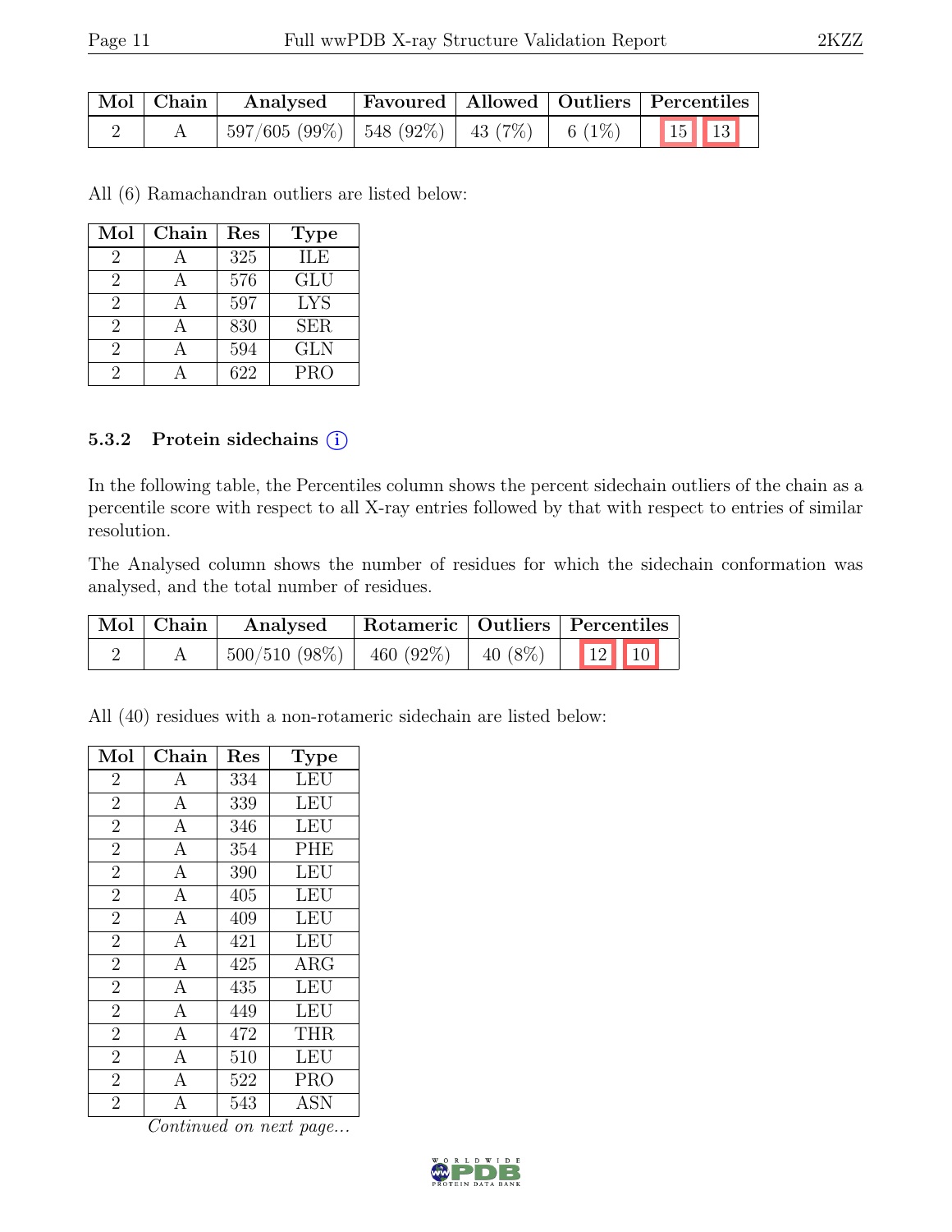| Mol | Chain | Analysed | Favoured | Allowed | Outliers | Percentiles |
|---|---|---|---|---|---|---|
| 2 | A | 597/605 (99%) | 548 (92%) | 43 (7%) | 6 (1%) | 15 13 |

All (6) Ramachandran outliers are listed below:

| Mol | Chain | Res | Type |
|---|---|---|---|
| 2 | A | 325 | ILE |
| 2 | A | 576 | GLU |
| 2 | A | 597 | LYS |
| 2 | A | 830 | SER |
| 2 | A | 594 | GLN |
| 2 | A | 622 | PRO |

### 5.3.2 Protein sidechains (i)

In the following table, the Percentiles column shows the percent sidechain outliers of the chain as a percentile score with respect to all X-ray entries followed by that with respect to entries of similar resolution.

The Analysed column shows the number of residues for which the sidechain conformation was analysed, and the total number of residues.

| Mol | Chain | Analysed | Rotameric | Outliers | Percentiles |
|---|---|---|---|---|---|
| 2 | A | 500/510 (98%) | 460 (92%) | 40 (8%) | 12 10 |

All (40) residues with a non-rotameric sidechain are listed below:

| Mol | Chain | Res | Type |
|---|---|---|---|
| 2 | A | 334 | LEU |
| 2 | A | 339 | LEU |
| 2 | A | 346 | LEU |
| 2 | A | 354 | PHE |
| 2 | A | 390 | LEU |
| 2 | A | 405 | LEU |
| 2 | A | 409 | LEU |
| 2 | A | 421 | LEU |
| 2 | A | 425 | ARG |
| 2 | A | 435 | LEU |
| 2 | A | 449 | LEU |
| 2 | A | 472 | THR |
| 2 | A | 510 | LEU |
| 2 | A | 522 | PRO |
| 2 | A | 543 | ASN |

*Continued on next page...*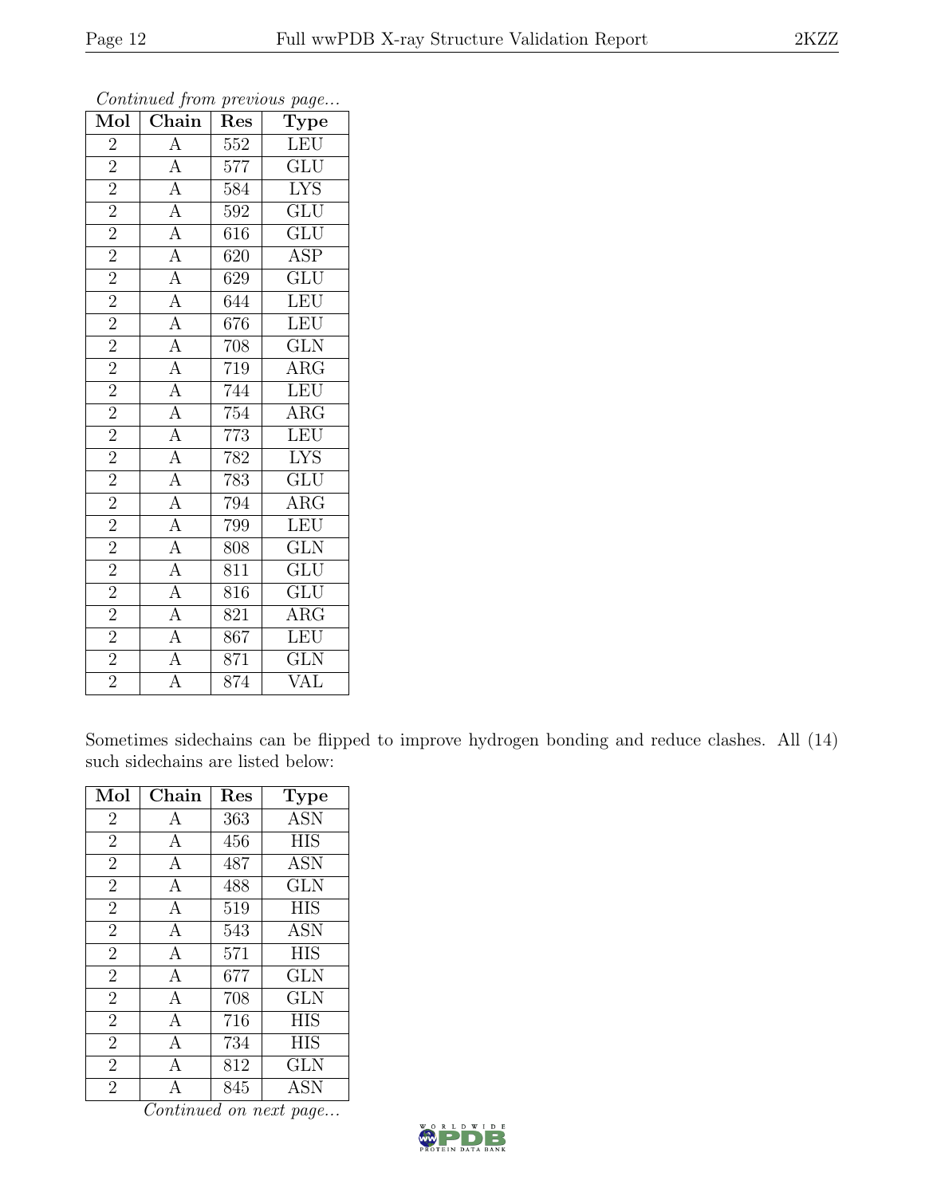*Continued from previous page...*

| Mol | Chain | Res | Type |
|---|---|---|---|
| 2 | A | 552 | LEU |
| 2 | A | 577 | GLU |
| 2 | A | 584 | LYS |
| 2 | A | 592 | GLU |
| 2 | A | 616 | GLU |
| 2 | A | 620 | ASP |
| 2 | A | 629 | GLU |
| 2 | A | 644 | LEU |
| 2 | A | 676 | LEU |
| 2 | A | 708 | GLN |
| 2 | A | 719 | ARG |
| 2 | A | 744 | LEU |
| 2 | A | 754 | ARG |
| 2 | A | 773 | LEU |
| 2 | A | 782 | LYS |
| 2 | A | 783 | GLU |
| 2 | A | 794 | ARG |
| 2 | A | 799 | LEU |
| 2 | A | 808 | GLN |
| 2 | A | 811 | GLU |
| 2 | A | 816 | GLU |
| 2 | A | 821 | ARG |
| 2 | A | 867 | LEU |
| 2 | A | 871 | GLN |
| 2 | A | 874 | VAL |

Sometimes sidechains can be flipped to improve hydrogen bonding and reduce clashes. All (14) such sidechains are listed below:

| Mol | Chain | Res | Type |
|---|---|---|---|
| 2 | A | 363 | ASN |
| 2 | A | 456 | HIS |
| 2 | A | 487 | ASN |
| 2 | A | 488 | GLN |
| 2 | A | 519 | HIS |
| 2 | A | 543 | ASN |
| 2 | A | 571 | HIS |
| 2 | A | 677 | GLN |
| 2 | A | 708 | GLN |
| 2 | A | 716 | HIS |
| 2 | A | 734 | HIS |
| 2 | A | 812 | GLN |
| 2 | A | 845 | ASN |

*Continued on next page...*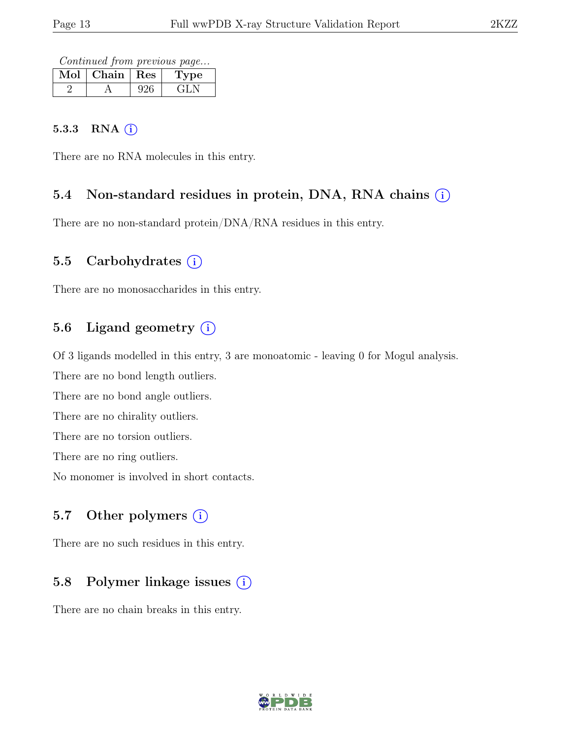*Continued from previous page...*

| Mol | Chain | Res | Type |
|---|---|---|---|
| 2 | A | 926 | GLN |

### 5.3.3 RNA

There are no RNA molecules in this entry.

## 5.4 Non-standard residues in protein, DNA, RNA chains

There are no non-standard protein/DNA/RNA residues in this entry.

## 5.5 Carbohydrates

There are no monosaccharides in this entry.

## 5.6 Ligand geometry

Of 3 ligands modelled in this entry, 3 are monoatomic - leaving 0 for Mogul analysis.

There are no bond length outliers.

There are no bond angle outliers.

There are no chirality outliers.

There are no torsion outliers.

There are no ring outliers.

No monomer is involved in short contacts.

## 5.7 Other polymers

There are no such residues in this entry.

## 5.8 Polymer linkage issues

There are no chain breaks in this entry.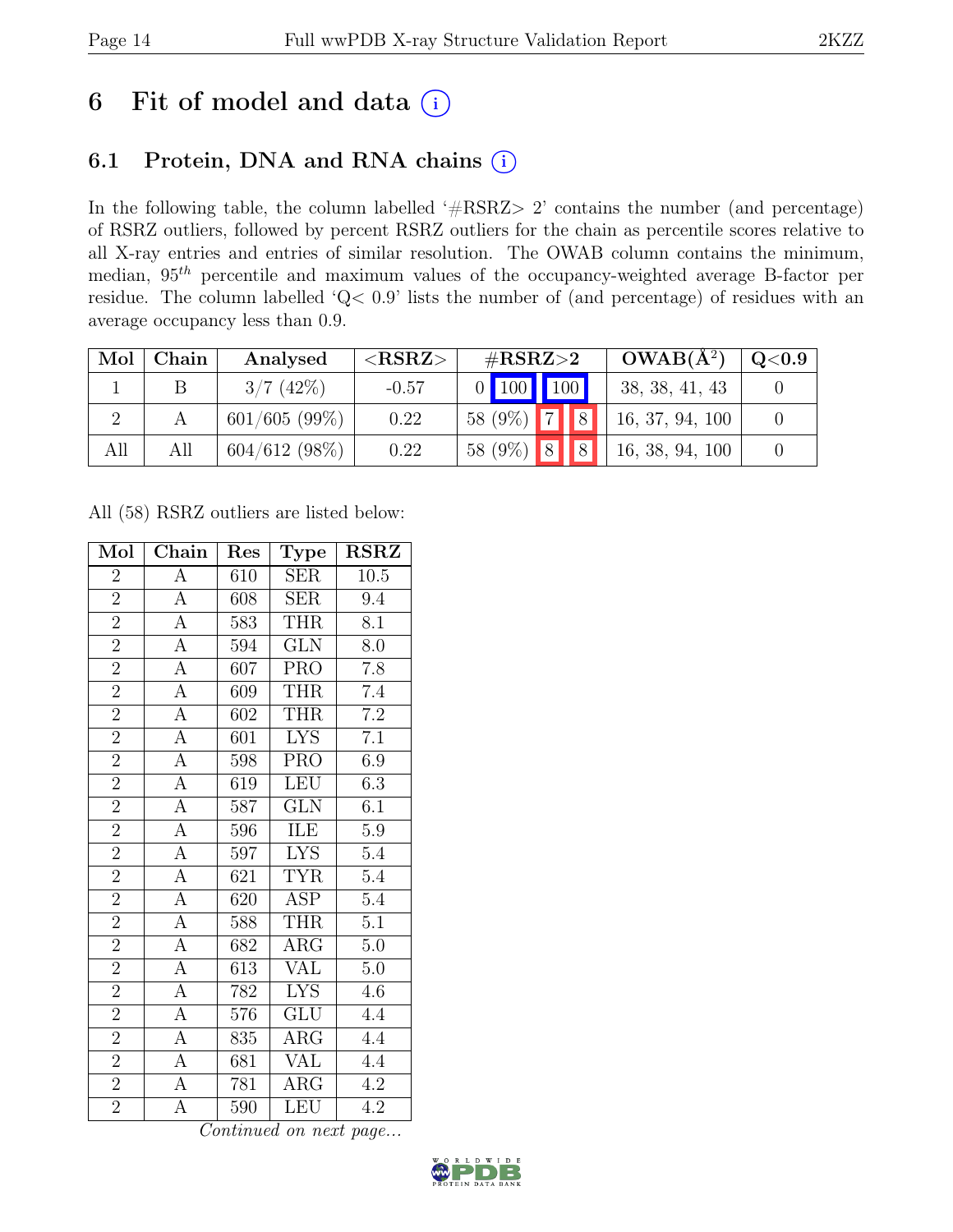# 6 Fit of model and data (i)

## 6.1 Protein, DNA and RNA chains (i)

In the following table, the column labelled '#RSRZ> 2' contains the number (and percentage) of RSRZ outliers, followed by percent RSRZ outliers for the chain as percentile scores relative to all X-ray entries and entries of similar resolution. The OWAB column contains the minimum, median, $95^{th}$ percentile and maximum values of the occupancy-weighted average B-factor per residue. The column labelled 'Q< 0.9' lists the number of (and percentage) of residues with an average occupancy less than 0.9.

| Mol | Chain | Analysed | <RSRZ> | #RSRZ>2 | | | OWAB(Å$^2$) | Q<0.9 |
|---|---|---|---|---|---|---|---|---|
| 1 | B | 3/7 (42%) | -0.57 | 0 | 100 | 100 | 38, 38, 41, 43 | 0 |
| 2 | A | 601/605 (99%) | 0.22 | 58 (9%) | 7 | 8 | 16, 37, 94, 100 | 0 |
| All | All | 604/612 (98%) | 0.22 | 58 (9%) | 8 | 8 | 16, 38, 94, 100 | 0 |

All (58) RSRZ outliers are listed below:

| Mol | Chain | Res | Type | RSRZ |
|---|---|---|---|---|
| 2 | A | 610 | SER | 10.5 |
| 2 | A | 608 | SER | 9.4 |
| 2 | A | 583 | THR | 8.1 |
| 2 | A | 594 | GLN | 8.0 |
| 2 | A | 607 | PRO | 7.8 |
| 2 | A | 609 | THR | 7.4 |
| 2 | A | 602 | THR | 7.2 |
| 2 | A | 601 | LYS | 7.1 |
| 2 | A | 598 | PRO | 6.9 |
| 2 | A | 619 | LEU | 6.3 |
| 2 | A | 587 | GLN | 6.1 |
| 2 | A | 596 | ILE | 5.9 |
| 2 | A | 597 | LYS | 5.4 |
| 2 | A | 621 | TYR | 5.4 |
| 2 | A | 620 | ASP | 5.4 |
| 2 | A | 588 | THR | 5.1 |
| 2 | A | 682 | ARG | 5.0 |
| 2 | A | 613 | VAL | 5.0 |
| 2 | A | 782 | LYS | 4.6 |
| 2 | A | 576 | GLU | 4.4 |
| 2 | A | 835 | ARG | 4.4 |
| 2 | A | 681 | VAL | 4.4 |
| 2 | A | 781 | ARG | 4.2 |
| 2 | A | 590 | LEU | 4.2 |

*Continued on next page...*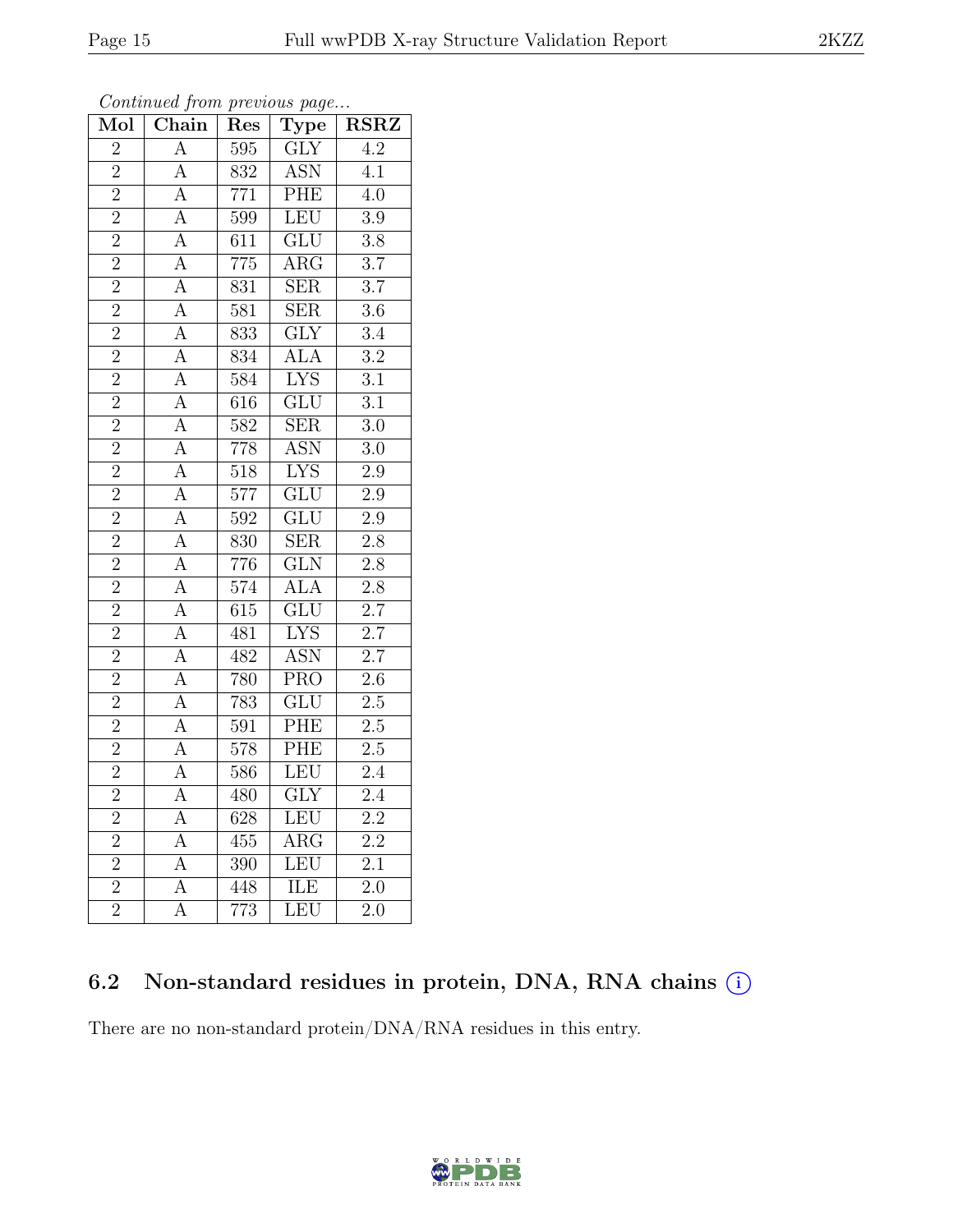*Continued from previous page...*

| Mol | Chain | Res | Type | RSRZ |
|---|---|---|---|---|
| 2 | A | 595 | GLY | 4.2 |
| 2 | A | 832 | ASN | 4.1 |
| 2 | A | 771 | PHE | 4.0 |
| 2 | A | 599 | LEU | 3.9 |
| 2 | A | 611 | GLU | 3.8 |
| 2 | A | 775 | ARG | 3.7 |
| 2 | A | 831 | SER | 3.7 |
| 2 | A | 581 | SER | 3.6 |
| 2 | A | 833 | GLY | 3.4 |
| 2 | A | 834 | ALA | 3.2 |
| 2 | A | 584 | LYS | 3.1 |
| 2 | A | 616 | GLU | 3.1 |
| 2 | A | 582 | SER | 3.0 |
| 2 | A | 778 | ASN | 3.0 |
| 2 | A | 518 | LYS | 2.9 |
| 2 | A | 577 | GLU | 2.9 |
| 2 | A | 592 | GLU | 2.9 |
| 2 | A | 830 | SER | 2.8 |
| 2 | A | 776 | GLN | 2.8 |
| 2 | A | 574 | ALA | 2.8 |
| 2 | A | 615 | GLU | 2.7 |
| 2 | A | 481 | LYS | 2.7 |
| 2 | A | 482 | ASN | 2.7 |
| 2 | A | 780 | PRO | 2.6 |
| 2 | A | 783 | GLU | 2.5 |
| 2 | A | 591 | PHE | 2.5 |
| 2 | A | 578 | PHE | 2.5 |
| 2 | A | 586 | LEU | 2.4 |
| 2 | A | 480 | GLY | 2.4 |
| 2 | A | 628 | LEU | 2.2 |
| 2 | A | 455 | ARG | 2.2 |
| 2 | A | 390 | LEU | 2.1 |
| 2 | A | 448 | ILE | 2.0 |
| 2 | A | 773 | LEU | 2.0 |

## 6.2 Non-standard residues in protein, DNA, RNA chains (i)

There are no non-standard protein/DNA/RNA residues in this entry.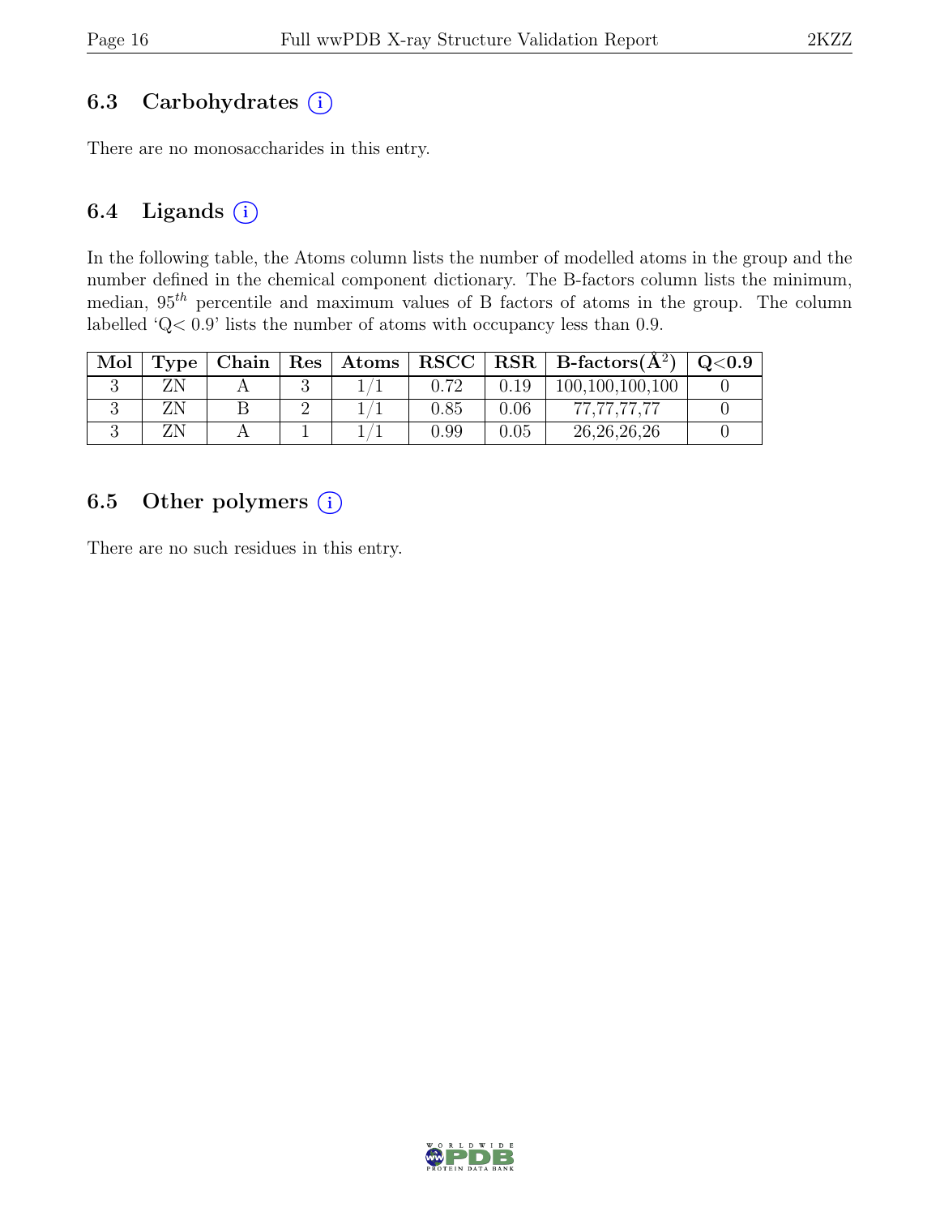## 6.3 Carbohydrates (i)

There are no monosaccharides in this entry.

## 6.4 Ligands (i)

In the following table, the Atoms column lists the number of modelled atoms in the group and the number defined in the chemical component dictionary. The B-factors column lists the minimum, median, $95^{th}$ percentile and maximum values of B factors of atoms in the group. The column labelled 'Q< 0.9' lists the number of atoms with occupancy less than 0.9.

| Mol | Type | Chain | Res | Atoms | RSCC | RSR | B-factors($Å^2$) | Q<0.9 |
|---|---|---|---|---|---|---|---|---|
| 3 | ZN | A | 3 | 1/1 | 0.72 | 0.19 | 100,100,100,100 | 0 |
| 3 | ZN | B | 2 | 1/1 | 0.85 | 0.06 | 77,77,77,77 | 0 |
| 3 | ZN | A | 1 | 1/1 | 0.99 | 0.05 | 26,26,26,26 | 0 |

## 6.5 Other polymers (i)

There are no such residues in this entry.